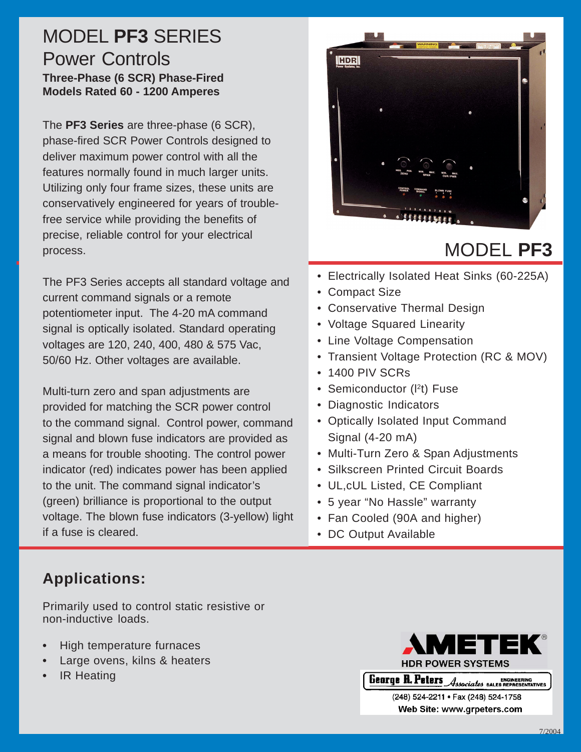# MODEL **PF3** SERIES Power Controls

**Three-Phase (6 SCR) Phase-Fired Models Rated 60 - 1200 Amperes**

The **PF3 Series** are three-phase (6 SCR), phase-fired SCR Power Controls designed to deliver maximum power control with all the features normally found in much larger units. Utilizing only four frame sizes, these units are conservatively engineered for years of trouble-free service while providing the benefits of precise, reliable control for your electrical process.

The PF3 Series accepts all standard voltage and current command signals or a remote potentiometer input. The 4-20 mA command signal is optically isolated. Standard operating voltages are 120, 240, 400, 480 & 575 Vac, 50/60 Hz. Other voltages are available.

Multi-turn zero and span adjustments are provided for matching the SCR power control to the command signal. Control power, command signal and blown fuse indicators are provided as a means for trouble shooting. The control power indicator (red) indicates power has been applied to the unit. The command signal indicator's (green) brilliance is proportional to the output voltage. The blown fuse indicators (3-yellow) light if a fuse is cleared.

## MODEL **PF3**

- Electrically Isolated Heat Sinks (60-225A)
- Compact Size
- Conservative Thermal Design
- Voltage Squared Linearity
- Line Voltage Compensation
- Transient Voltage Protection (RC & MOV)
- 1400 PIV SCRs
- Semiconductor ($I^2t$) Fuse
- Diagnostic Indicators
- Optically Isolated Input Command Signal (4-20 mA)
- Multi-Turn Zero & Span Adjustments
- Silkscreen Printed Circuit Boards
- UL,cUL Listed, CE Compliant
- 5 year "No Hassle" warranty
- Fan Cooled (90A and higher)
- DC Output Available

## Applications:

Primarily used to control static resistive or non-inductive loads.

- High temperature furnaces
- Large ovens, kilns & heaters
- IR Heating

AMETEK®
HDR POWER SYSTEMS

George R. Peters Associates ENGINEERING SALES REPRESENTATIVES
(248) 524-2211 • Fax (248) 524-1758
Web Site: www.grpeters.com

7/2004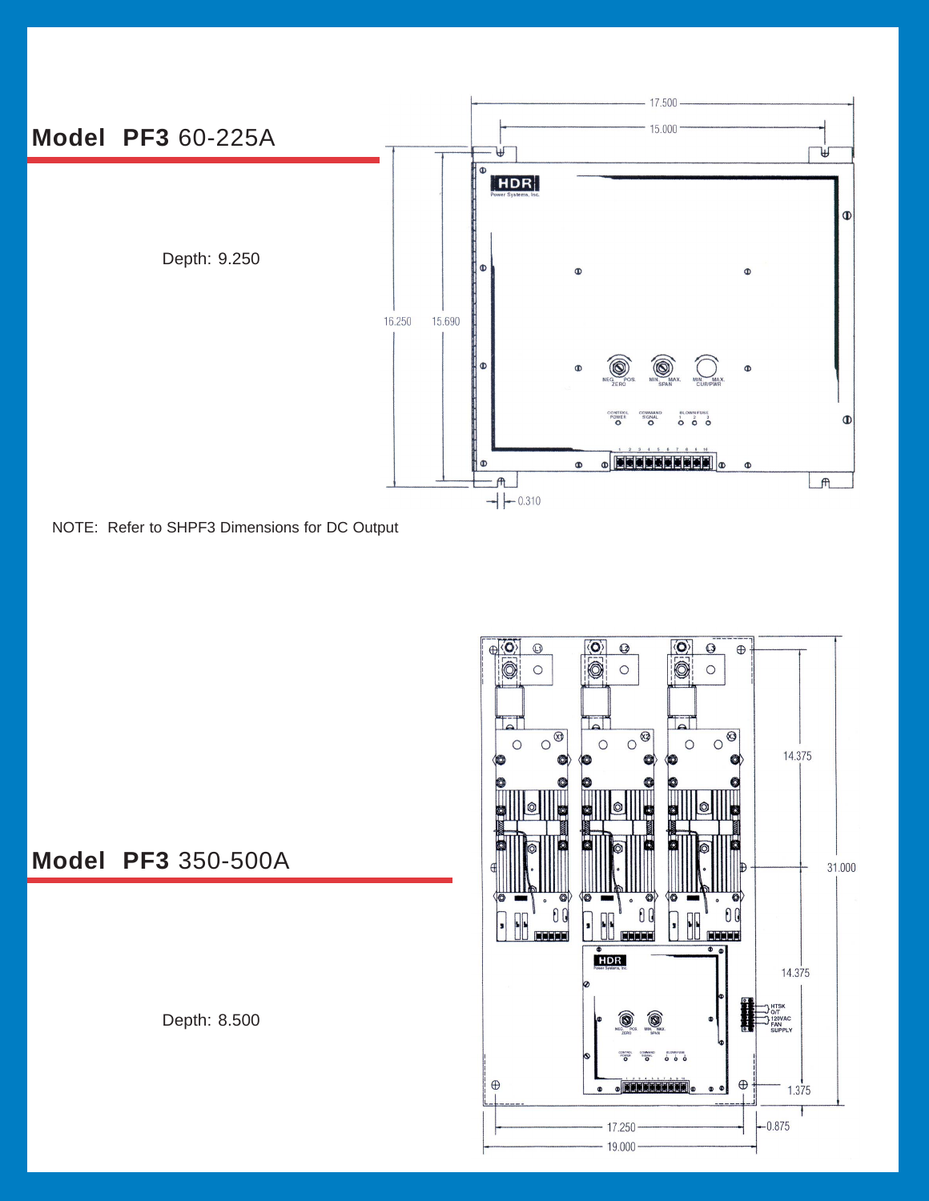## Model PF3 60-225A

Depth: 9.250

NOTE: Refer to SHPF3 Dimensions for DC Output

## Model PF3 350-500A

Depth: 8.500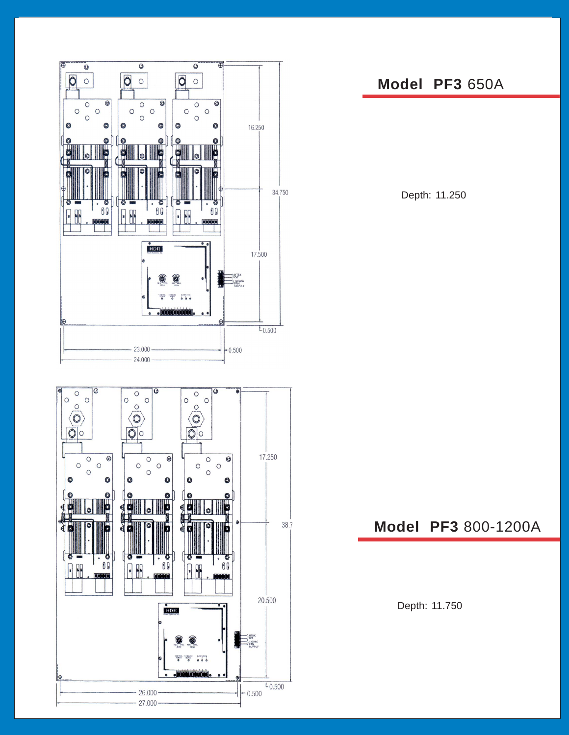## Model PF3 650A

Depth: 11.250

16.250

34.750

17.500

0.500

23.000

0.500

24.000

HTSK O/T

120VAC FAN SUPPLY

## Model PF3 800-1200A

Depth: 11.750

17.250

38.7

20.500

0.500

26.000

0.500

27.000

HTSK O/T

120VAC FAN SUPPLY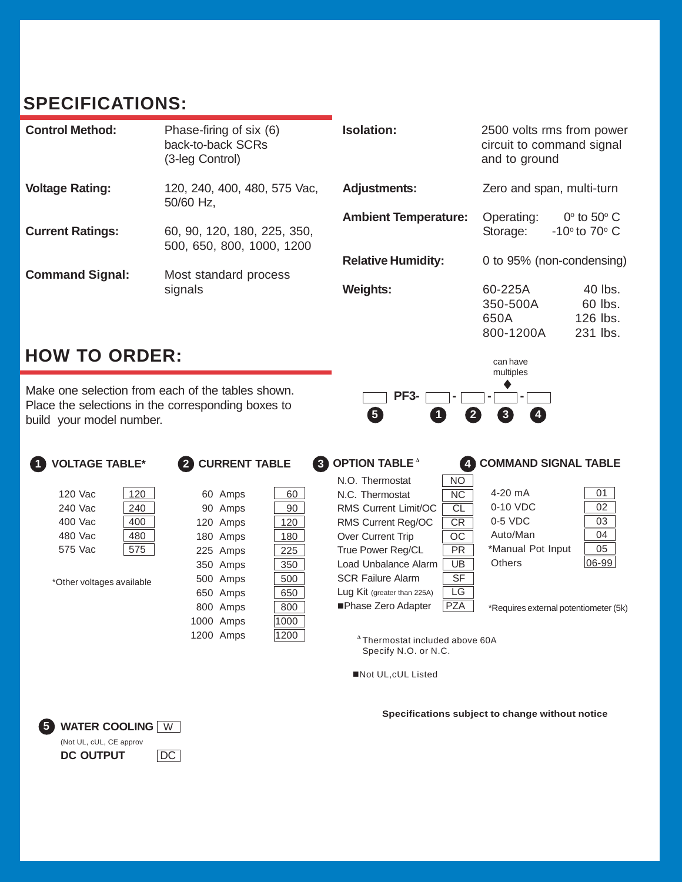## SPECIFICATIONS:

| | |
|---|---|
| **Control Method:** | Phase-firing of six (6) back-to-back SCRs (3-leg Control) |
| **Voltage Rating:** | 120, 240, 400, 480, 575 Vac, 50/60 Hz, |
| **Current Ratings:** | 60, 90, 120, 180, 225, 350, 500, 650, 800, 1000, 1200 |
| **Command Signal:** | Most standard process signals |
| **Isolation:** | 2500 volts rms from power circuit to command signal and to ground |
| **Adjustments:** | Zero and span, multi-turn |
| **Ambient Temperature:** | Operating: 0° to 50° C<br>Storage: -10° to 70° C |
| **Relative Humidity:** | 0 to 95% (non-condensing) |
| **Weights:** | 60-225A 40 lbs.<br>350-500A 60 lbs.<br>650A 126 lbs.<br>800-1200A 231 lbs. |

## HOW TO ORDER:

Make one selection from each of the tables shown. Place the selections in the corresponding boxes to build your model number.

[ ] PF3- [ ] - [ ] - [ ] - [ ]
(5) (1) (2) (3) (4)

(3) can have multiples

### 1 VOLTAGE TABLE*

| | |
|---|---|
| 120 Vac | 120 |
| 240 Vac | 240 |
| 400 Vac | 400 |
| 480 Vac | 480 |
| 575 Vac | 575 |

*Other voltages available

### 2 CURRENT TABLE

| | |
|---|---|
| 60 Amps | 60 |
| 90 Amps | 90 |
| 120 Amps | 120 |
| 180 Amps | 180 |
| 225 Amps | 225 |
| 350 Amps | 350 |
| 500 Amps | 500 |
| 650 Amps | 650 |
| 800 Amps | 800 |
| 1000 Amps | 1000 |
| 1200 Amps | 1200 |

### 3 OPTION TABLE^Δ

| | |
|---|---|
| N.O. Thermostat | NO |
| N.C. Thermostat | NC |
| RMS Current Limit/OC | CL |
| RMS Current Reg/OC | CR |
| Over Current Trip | OC |
| True Power Reg/CL | PR |
| Load Unbalance Alarm | UB |
| SCR Failure Alarm | SF |
| Lug Kit (greater than 225A) | LG |
| ■Phase Zero Adapter | PZA |

^Δ Thermostat included above 60A Specify N.O. or N.C.

■Not UL,cUL Listed

### 4 COMMAND SIGNAL TABLE

| | |
|---|---|
| 4-20 mA | 01 |
| 0-10 VDC | 02 |
| 0-5 VDC | 03 |
| Auto/Man | 04 |
| *Manual Pot Input | 05 |
| Others | 06-99 |

*Requires external potentiometer (5k)

### 5

| | |
|---|---|
| **WATER COOLING** (Not UL, cUL, CE approv | W |
| **DC OUTPUT** | DC |

**Specifications subject to change without notice**